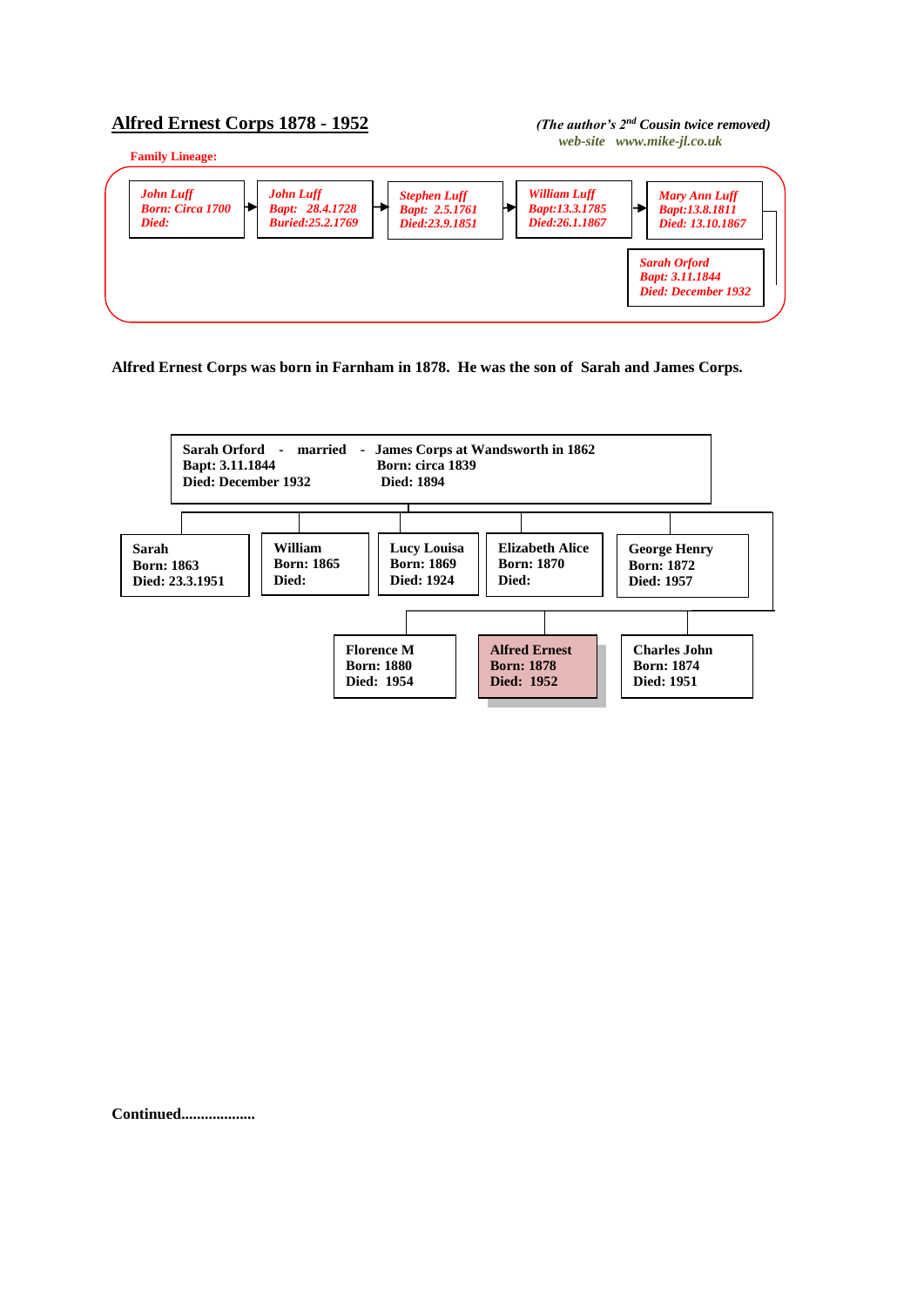# Alfred Ernest Corps 1878 - 1952

*(The author's 2nd Cousin twice removed)*
*web-site www.mike-jl.co.uk*

**Family Lineage:**

***John Luff***
***Born: Circa 1700***
***Died:***

→

***John Luff***
***Bapt: 28.4.1728***
***Buried:25.2.1769***

→

***Stephen Luff***
***Bapt: 2.5.1761***
***Died:23.9.1851***

→

***William Luff***
***Bapt:13.3.1785***
***Died:26.1.1867***

→

***Mary Ann Luff***
***Bapt:13.8.1811***
***Died: 13.10.1867***

→

***Sarah Orford***
***Bapt: 3.11.1844***
***Died: December 1932***

**Alfred Ernest Corps was born in Farnham in 1878. He was the son of Sarah and James Corps.**

**Sarah Orford - married - James Corps at Wandsworth in 1862**
**Bapt: 3.11.1844** | **Born: circa 1839**
**Died: December 1932** | **Died: 1894**

Children:

| Name | Born | Died |
|---|---|---|
| **Sarah** | **1863** | **23.3.1951** |
| **William** | **1865** | |
| **Lucy Louisa** | **1869** | **1924** |
| **Elizabeth Alice** | **1870** | |
| **George Henry** | **1872** | **1957** |
| **Florence M** | **1880** | **1954** |
| **Alfred Ernest** | **1878** | **1952** |
| **Charles John** | **1874** | **1951** |

**Continued...................**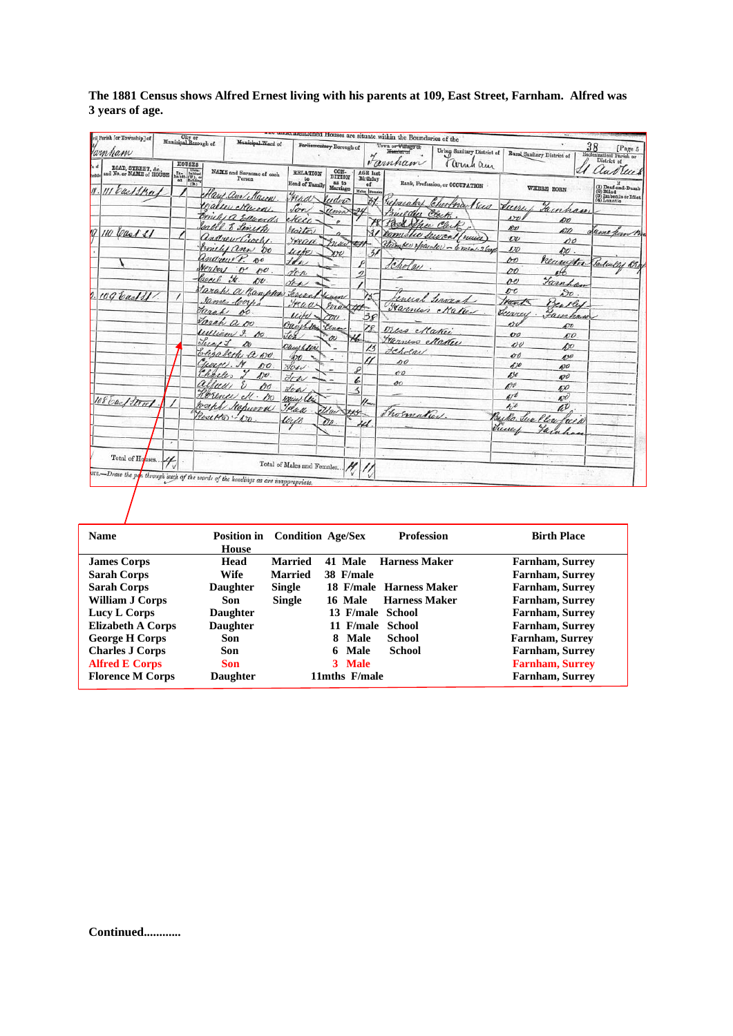**The 1881 Census shows Alfred Ernest living with his parents at 109, East Street, Farnham. Alfred was 3 years of age.**

| Name | Position in House | Condition | Age/Sex | Profession | Birth Place |
|---|---|---|---|---|---|
| **James Corps** | **Head** | **Married** | **41 Male** | **Harness Maker** | **Farnham, Surrey** |
| **Sarah Corps** | **Wife** | **Married** | **38 F/male** | | **Farnham, Surrey** |
| **Sarah Corps** | **Daughter** | **Single** | **18 F/male** | **Harness Maker** | **Farnham, Surrey** |
| **William J Corps** | **Son** | **Single** | **16 Male** | **Harness Maker** | **Farnham, Surrey** |
| **Lucy L Corps** | **Daughter** | | **13 F/male** | **School** | **Farnham, Surrey** |
| **Elizabeth A Corps** | **Daughter** | | **11 F/male** | **School** | **Farnham, Surrey** |
| **George H Corps** | **Son** | | **8 Male** | **School** | **Farnham, Surrey** |
| **Charles J Corps** | **Son** | | **6 Male** | **School** | **Farnham, Surrey** |
| **Alfred E Corps** | **Son** | | **3 Male** | | **Farnham, Surrey** |
| **Florence M Corps** | **Daughter** | | **11mths F/male** | | **Farnham, Surrey** |

**Continued............**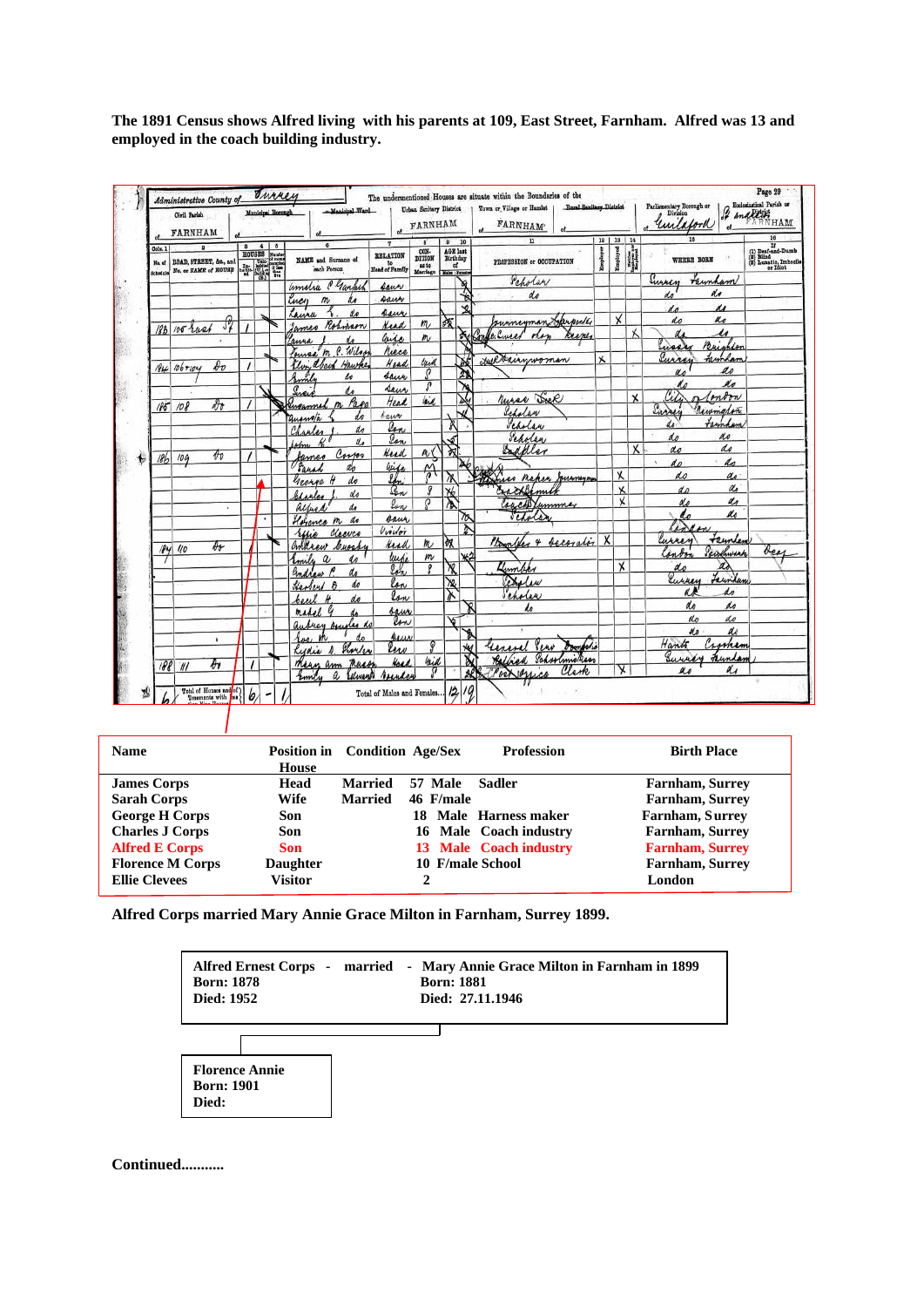**The 1891 Census shows Alfred living with his parents at 109, East Street, Farnham. Alfred was 13 and employed in the coach building industry.**

| Name | Position in House | Condition | Age/Sex | Profession | Birth Place |
|---|---|---|---|---|---|
| James Corps | Head | Married | 57 Male | Sadler | Farnham, Surrey |
| Sarah Corps | Wife | Married | 46 F/male | | Farnham, Surrey |
| George H Corps | Son | | 18 Male | Harness maker | Farnham, Surrey |
| Charles J Corps | Son | | 16 Male | Coach industry | Farnham, Surrey |
| Alfred E Corps | Son | | 13 Male | Coach industry | Farnham, Surrey |
| Florence M Corps | Daughter | | 10 F/male | School | Farnham, Surrey |
| Ellie Clevees | Visitor | | 2 | | London |

**Alfred Corps married Mary Annie Grace Milton in Farnham, Surrey 1899.**

**Alfred Ernest Corps - married - Mary Annie Grace Milton in Farnham in 1899**
**Born: 1878** | **Born: 1881**
**Died: 1952** | **Died: 27.11.1946**

**Florence Annie**
**Born: 1901**
**Died:**

**Continued...........**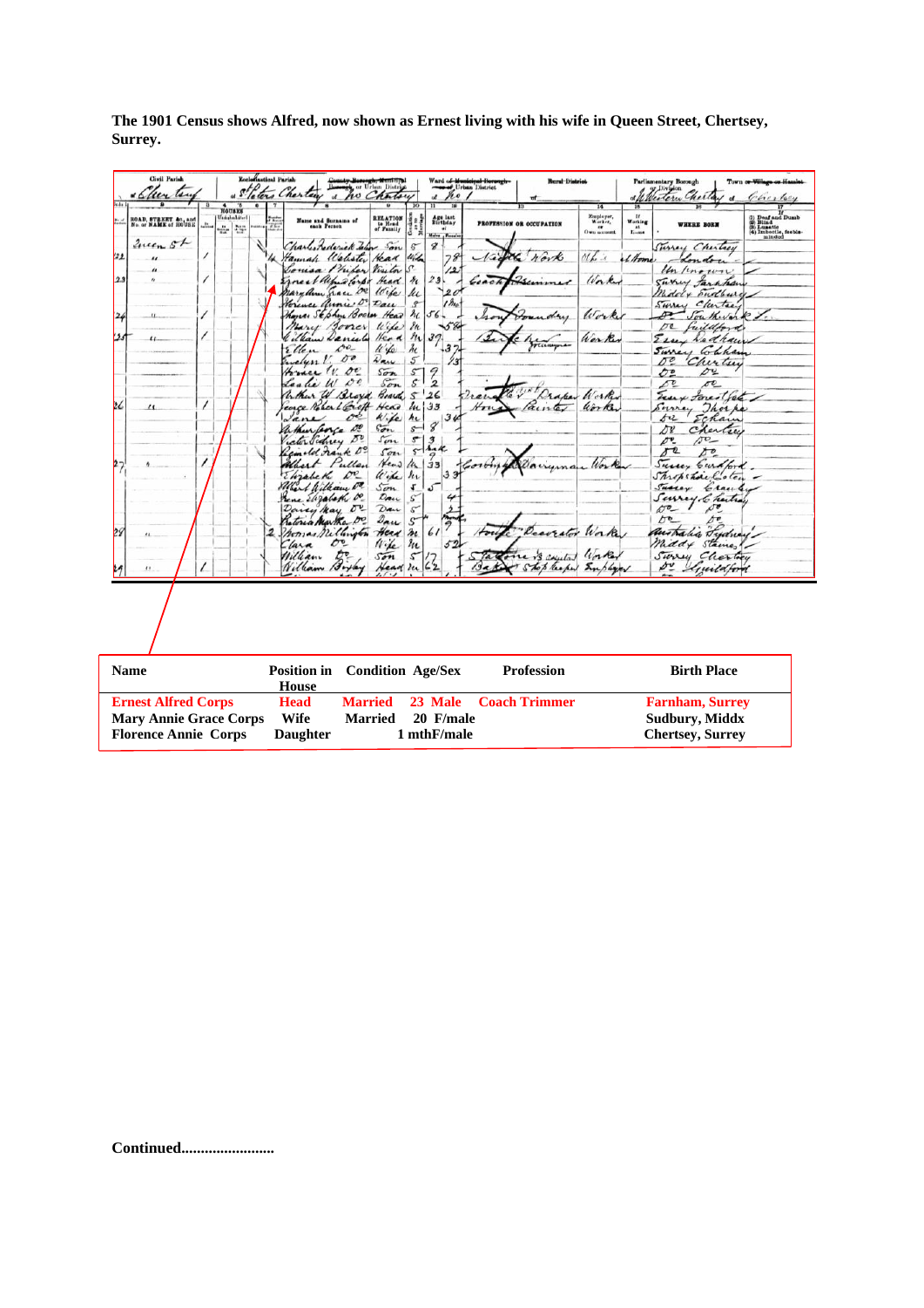**The 1901 Census shows Alfred, now shown as Ernest living with his wife in Queen Street, Chertsey, Surrey.**

| Name | Position in House | Condition | Age/Sex | Profession | Birth Place |
|---|---|---|---|---|---|
| **Ernest Alfred Corps** | **Head** | **Married** | **23 Male** | **Coach Trimmer** | **Farnham, Surrey** |
| **Mary Annie Grace Corps** | **Wife** | **Married** | **20 F/male** | | **Sudbury, Middx** |
| **Florence Annie Corps** | **Daughter** | | **1 mthF/male** | | **Chertsey, Surrey** |

**Continued........................**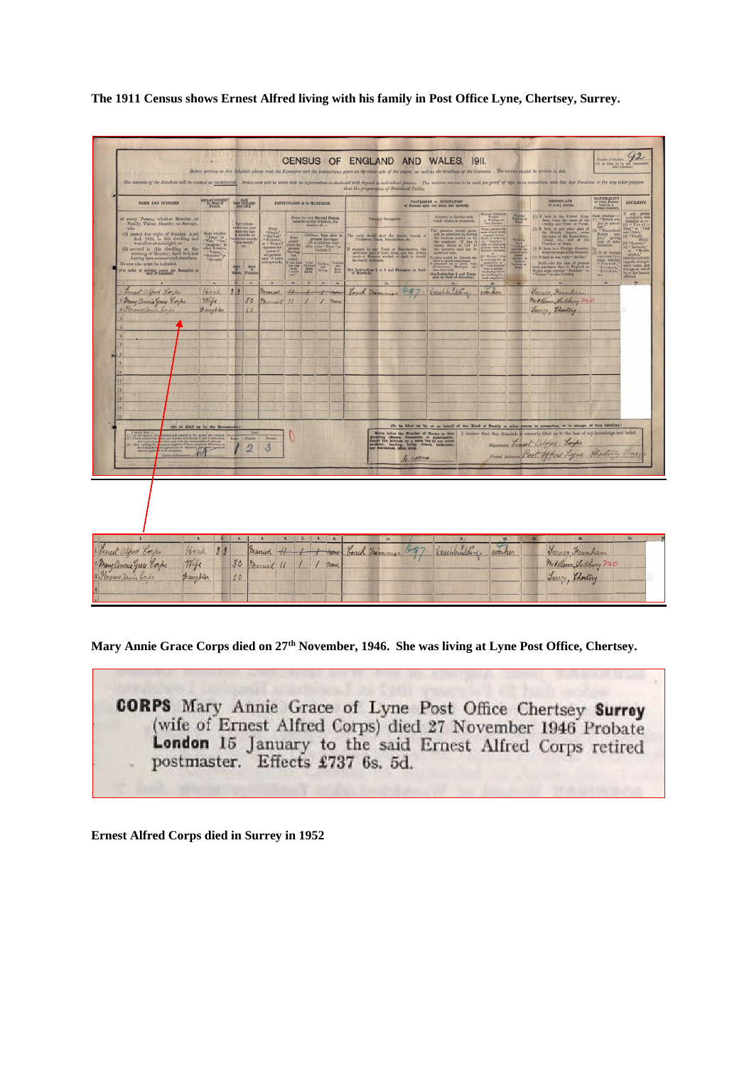**The 1911 Census shows Ernest Alfred living with his family in Post Office Lyne, Chertsey, Surrey.**

CENSUS OF ENGLAND AND WALES, 1911.

| Name and Surname | Relationship to Head of Family | Age (Males) | Age (Females) | Particulars as to Marriage | Years | Total Children Born Alive | Children still Living | Children who have Died | Personal Occupation | Industry or Service | Whether Employer, Worker, or Working on Own Account | Birthplace |
|---|---|---|---|---|---|---|---|---|---|---|---|---|
| 1 Ernest Alfred Corps | Head | 33 | | Married | 11 | 1 | 1 | None | Coach Trimmer 697 | Coachbuilding | Worker | Surrey, Farnham |
| 2 Mary Annie Grace Corps | Wife | | 30 | Married | 11 | 1 | 1 | None | | | | Middlesex, Sudbury 240 |
| 3 Florence Annie Corps | Daughter | | 10 | | | | | | | | | Surrey, Chertsey |

Total: Males 1, Females 2, Persons 3

Number of Rooms: 4 rooms

Signature: Ernest Alfred Corps

Postal Address: Post Office Lyne, Chertsey, Surrey

**Mary Annie Grace Corps died on 27th November, 1946. She was living at Lyne Post Office, Chertsey.**

> **CORPS** Mary Annie Grace of Lyne Post Office Chertsey **Surrey** (wife of Ernest Alfred Corps) died 27 November 1946 Probate **London** 15 January to the said Ernest Alfred Corps retired postmaster. Effects £737 6s. 5d.

**Ernest Alfred Corps died in Surrey in 1952**